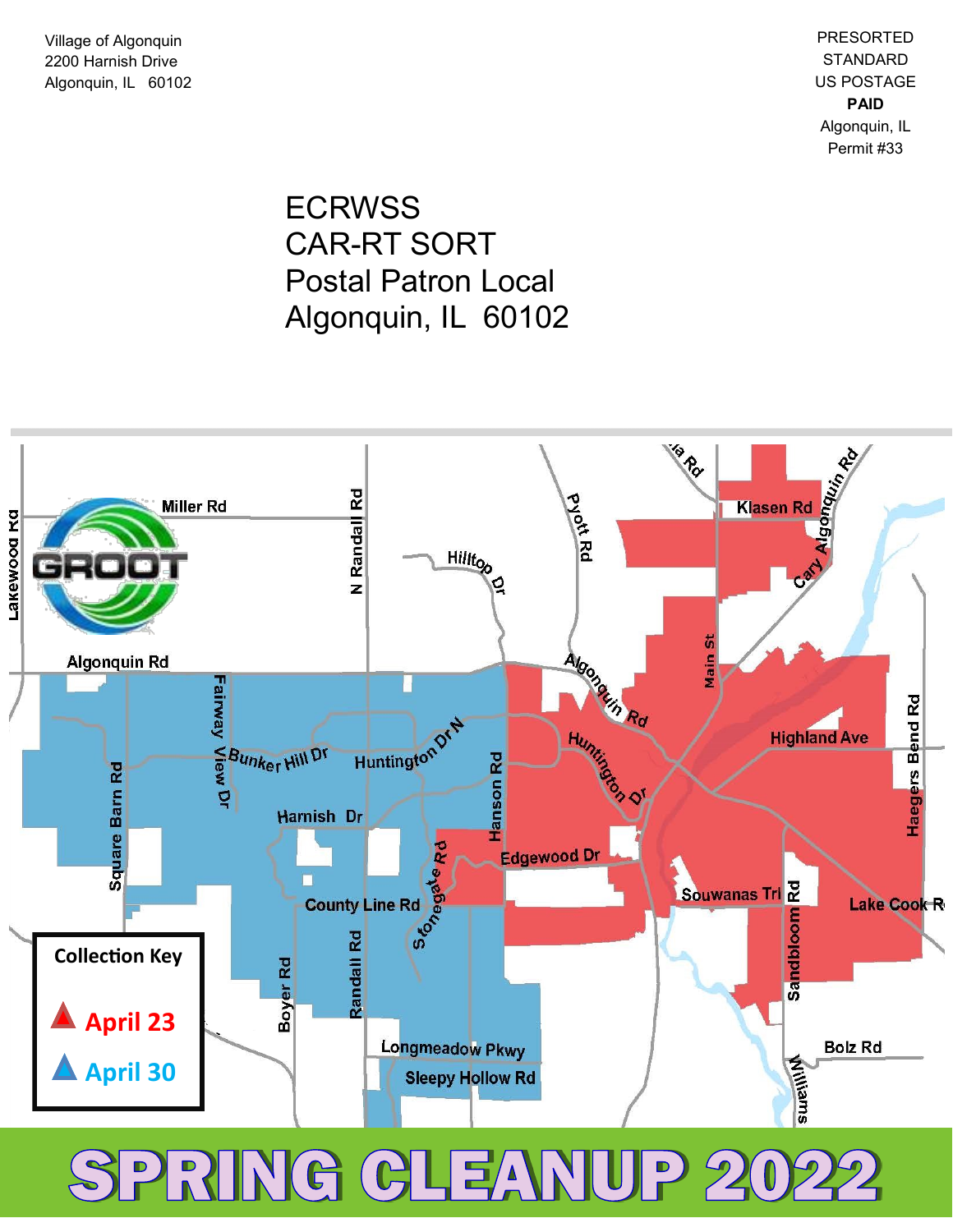Village of Algonquin
2200 Harnish Drive
Algonquin, IL 60102

PRESORTED
STANDARD
US POSTAGE
**PAID**
Algonquin, IL
Permit #33

ECRWSS
CAR-RT SORT
Postal Patron Local
Algonquin, IL 60102

**Collection Key**

- April 23
- April 30

# SPRING CLEANUP 2022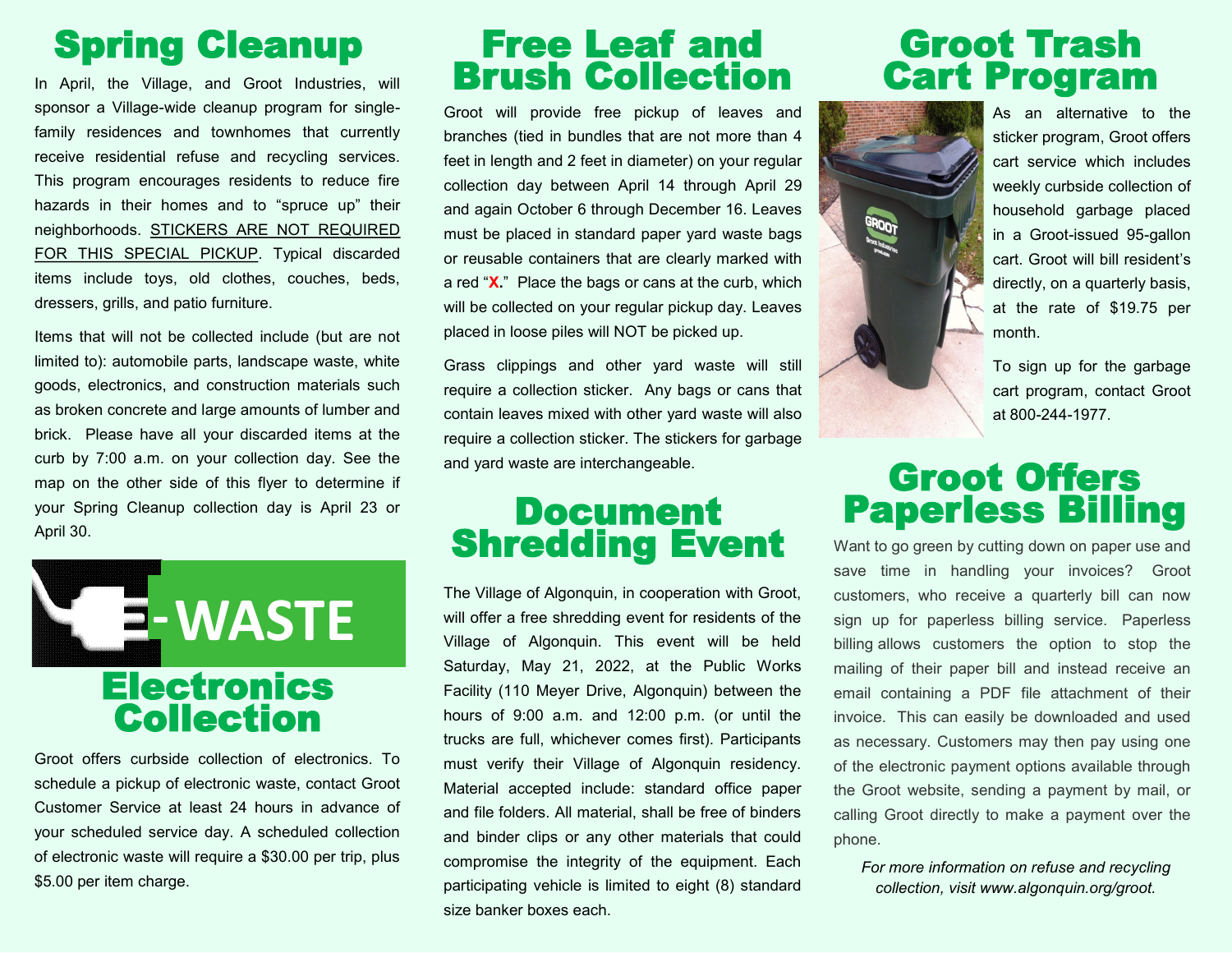# Spring Cleanup

In April, the Village, and Groot Industries, will sponsor a Village-wide cleanup program for single-family residences and townhomes that currently receive residential refuse and recycling services. This program encourages residents to reduce fire hazards in their homes and to "spruce up" their neighborhoods. STICKERS ARE NOT REQUIRED FOR THIS SPECIAL PICKUP. Typical discarded items include toys, old clothes, couches, beds, dressers, grills, and patio furniture.

Items that will not be collected include (but are not limited to): automobile parts, landscape waste, white goods, electronics, and construction materials such as broken concrete and large amounts of lumber and brick. Please have all your discarded items at the curb by 7:00 a.m. on your collection day. See the map on the other side of this flyer to determine if your Spring Cleanup collection day is April 23 or April 30.

# E-WASTE Electronics Collection

Groot offers curbside collection of electronics. To schedule a pickup of electronic waste, contact Groot Customer Service at least 24 hours in advance of your scheduled service day. A scheduled collection of electronic waste will require a $30.00 per trip, plus $5.00 per item charge.

# Free Leaf and Brush Collection

Groot will provide free pickup of leaves and branches (tied in bundles that are not more than 4 feet in length and 2 feet in diameter) on your regular collection day between April 14 through April 29 and again October 6 through December 16. Leaves must be placed in standard paper yard waste bags or reusable containers that are clearly marked with a red "**X**." Place the bags or cans at the curb, which will be collected on your regular pickup day. Leaves placed in loose piles will NOT be picked up.

Grass clippings and other yard waste will still require a collection sticker. Any bags or cans that contain leaves mixed with other yard waste will also require a collection sticker. The stickers for garbage and yard waste are interchangeable.

# Document Shredding Event

The Village of Algonquin, in cooperation with Groot, will offer a free shredding event for residents of the Village of Algonquin. This event will be held Saturday, May 21, 2022, at the Public Works Facility (110 Meyer Drive, Algonquin) between the hours of 9:00 a.m. and 12:00 p.m. (or until the trucks are full, whichever comes first). Participants must verify their Village of Algonquin residency. Material accepted include: standard office paper and file folders. All material, shall be free of binders and binder clips or any other materials that could compromise the integrity of the equipment. Each participating vehicle is limited to eight (8) standard size banker boxes each.

# Groot Trash Cart Program

As an alternative to the sticker program, Groot offers cart service which includes weekly curbside collection of household garbage placed in a Groot-issued 95-gallon cart. Groot will bill resident's directly, on a quarterly basis, at the rate of $19.75 per month.

To sign up for the garbage cart program, contact Groot at 800-244-1977.

# Groot Offers Paperless Billing

Want to go green by cutting down on paper use and save time in handling your invoices? Groot customers, who receive a quarterly bill can now sign up for paperless billing service. Paperless billing allows customers the option to stop the mailing of their paper bill and instead receive an email containing a PDF file attachment of their invoice. This can easily be downloaded and used as necessary. Customers may then pay using one of the electronic payment options available through the Groot website, sending a payment by mail, or calling Groot directly to make a payment over the phone.

*For more information on refuse and recycling collection, visit www.algonquin.org/groot.*